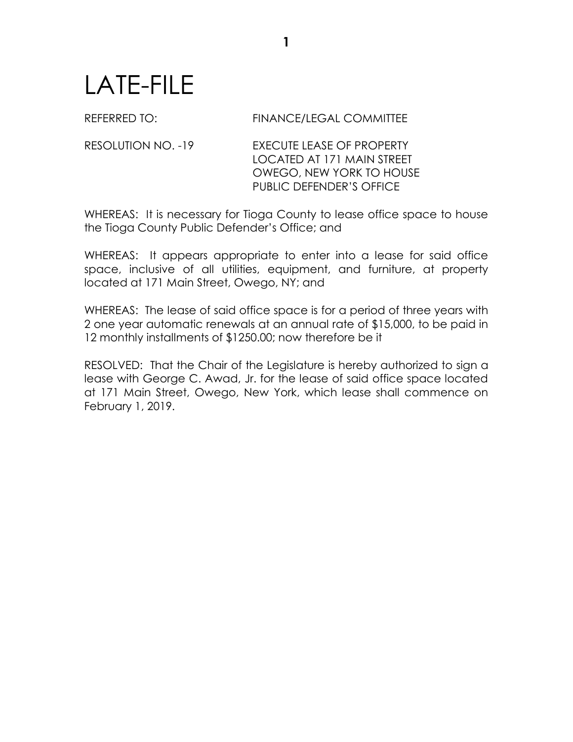# LATE-FILE

REFERRED TO: FINANCE/LEGAL COMMITTEE

RESOLUTION NO. -19 EXECUTE LEASE OF PROPERTY LOCATED AT 171 MAIN STREET OWEGO, NEW YORK TO HOUSE PUBLIC DEFENDER'S OFFICE

WHEREAS: It is necessary for Tioga County to lease office space to house the Tioga County Public Defender's Office; and

WHEREAS: It appears appropriate to enter into a lease for said office space, inclusive of all utilities, equipment, and furniture, at property located at 171 Main Street, Owego, NY; and

WHEREAS: The lease of said office space is for a period of three years with 2 one year automatic renewals at an annual rate of $15,000, to be paid in 12 monthly installments of $1250.00; now therefore be it

RESOLVED: That the Chair of the Legislature is hereby authorized to sign a lease with George C. Awad, Jr. for the lease of said office space located at 171 Main Street, Owego, New York, which lease shall commence on February 1, 2019.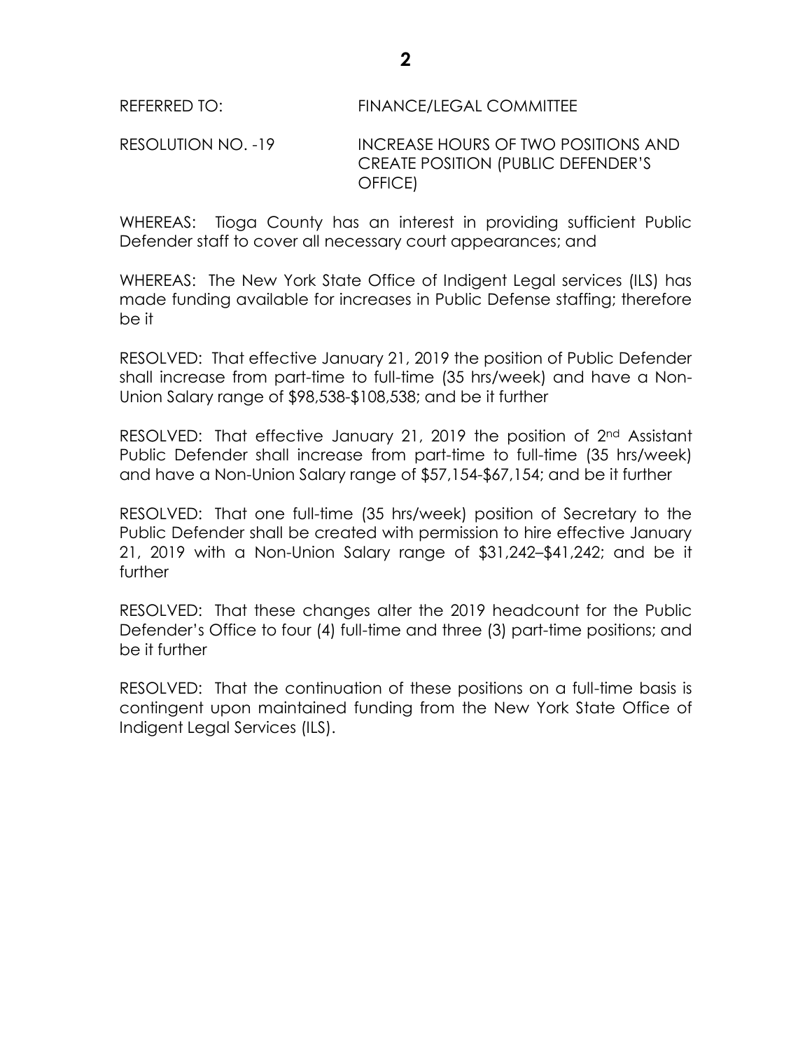REFERRED TO: FINANCE/LEGAL COMMITTEE

RESOLUTION NO. -19 INCREASE HOURS OF TWO POSITIONS AND CREATE POSITION (PUBLIC DEFENDER'S OFFICE)

WHEREAS: Tioga County has an interest in providing sufficient Public Defender staff to cover all necessary court appearances; and

WHEREAS: The New York State Office of Indigent Legal services (ILS) has made funding available for increases in Public Defense staffing; therefore be it

RESOLVED: That effective January 21, 2019 the position of Public Defender shall increase from part-time to full-time (35 hrs/week) and have a Non-Union Salary range of $98,538-$108,538; and be it further

RESOLVED: That effective January 21, 2019 the position of 2nd Assistant Public Defender shall increase from part-time to full-time (35 hrs/week) and have a Non-Union Salary range of $57,154-$67,154; and be it further

RESOLVED: That one full-time (35 hrs/week) position of Secretary to the Public Defender shall be created with permission to hire effective January 21, 2019 with a Non-Union Salary range of $31,242–$41,242; and be it further

RESOLVED: That these changes alter the 2019 headcount for the Public Defender's Office to four (4) full-time and three (3) part-time positions; and be it further

RESOLVED: That the continuation of these positions on a full-time basis is contingent upon maintained funding from the New York State Office of Indigent Legal Services (ILS).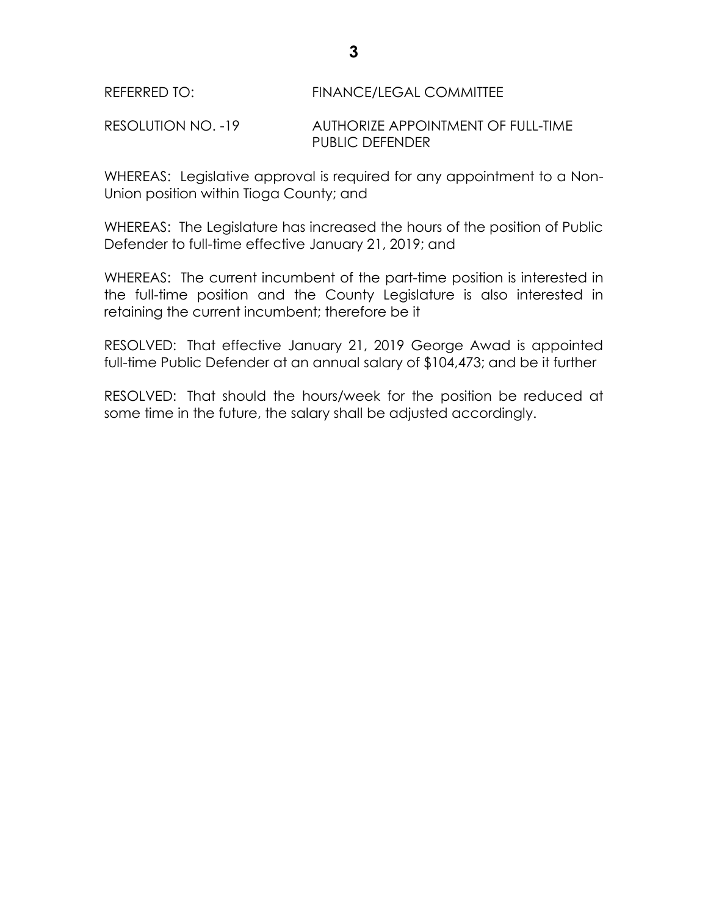REFERRED TO: FINANCE/LEGAL COMMITTEE

RESOLUTION NO. -19 AUTHORIZE APPOINTMENT OF FULL-TIME PUBLIC DEFENDER

WHEREAS: Legislative approval is required for any appointment to a Non-Union position within Tioga County; and

WHEREAS: The Legislature has increased the hours of the position of Public Defender to full-time effective January 21, 2019; and

WHEREAS: The current incumbent of the part-time position is interested in the full-time position and the County Legislature is also interested in retaining the current incumbent; therefore be it

RESOLVED: That effective January 21, 2019 George Awad is appointed full-time Public Defender at an annual salary of $104,473; and be it further

RESOLVED: That should the hours/week for the position be reduced at some time in the future, the salary shall be adjusted accordingly.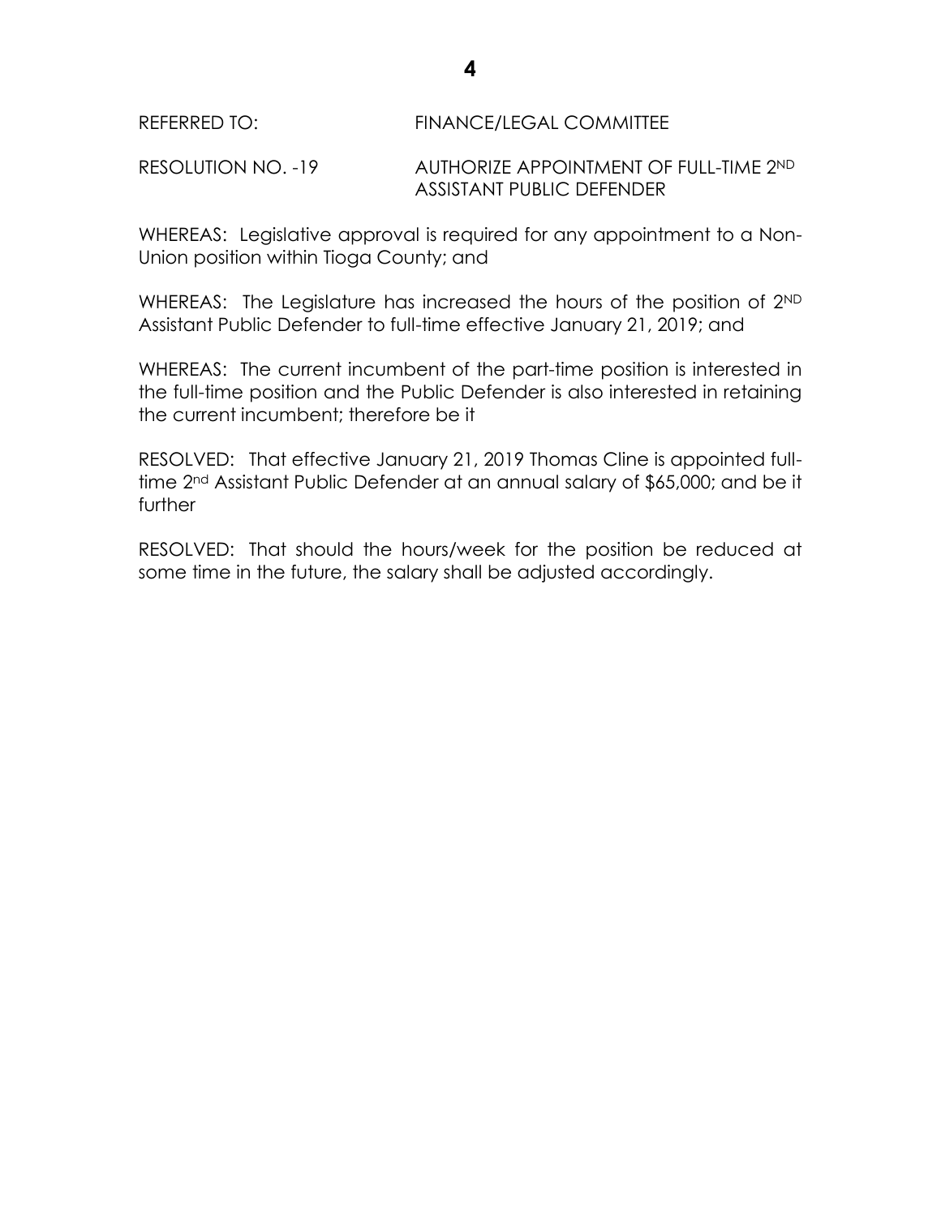REFERRED TO: FINANCE/LEGAL COMMITTEE

RESOLUTION NO. -19 AUTHORIZE APPOINTMENT OF FULL-TIME 2ND ASSISTANT PUBLIC DEFENDER

WHEREAS: Legislative approval is required for any appointment to a Non-Union position within Tioga County; and

WHEREAS: The Legislature has increased the hours of the position of 2ND Assistant Public Defender to full-time effective January 21, 2019; and

WHEREAS: The current incumbent of the part-time position is interested in the full-time position and the Public Defender is also interested in retaining the current incumbent; therefore be it

RESOLVED: That effective January 21, 2019 Thomas Cline is appointed full-time 2nd Assistant Public Defender at an annual salary of $65,000; and be it further

RESOLVED: That should the hours/week for the position be reduced at some time in the future, the salary shall be adjusted accordingly.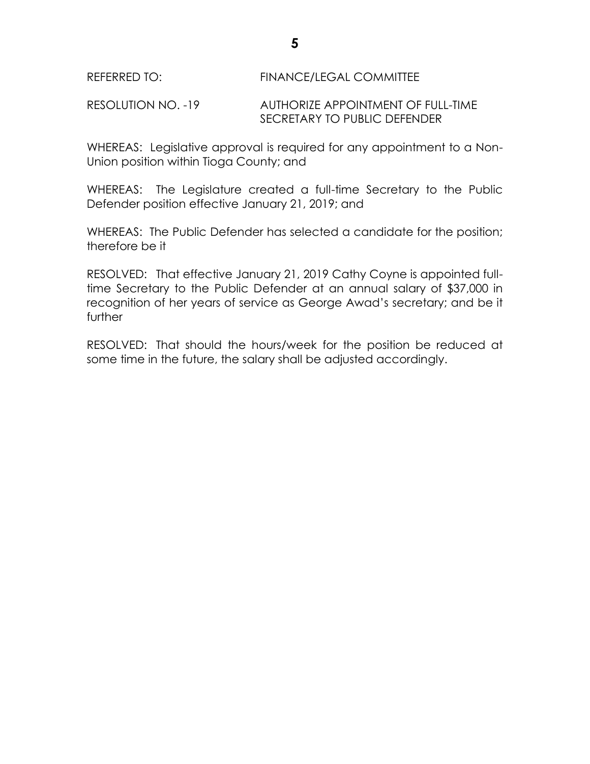REFERRED TO: FINANCE/LEGAL COMMITTEE

RESOLUTION NO. -19 AUTHORIZE APPOINTMENT OF FULL-TIME SECRETARY TO PUBLIC DEFENDER

WHEREAS: Legislative approval is required for any appointment to a Non-Union position within Tioga County; and

WHEREAS: The Legislature created a full-time Secretary to the Public Defender position effective January 21, 2019; and

WHEREAS: The Public Defender has selected a candidate for the position; therefore be it

RESOLVED: That effective January 21, 2019 Cathy Coyne is appointed full-time Secretary to the Public Defender at an annual salary of $37,000 in recognition of her years of service as George Awad's secretary; and be it further

RESOLVED: That should the hours/week for the position be reduced at some time in the future, the salary shall be adjusted accordingly.